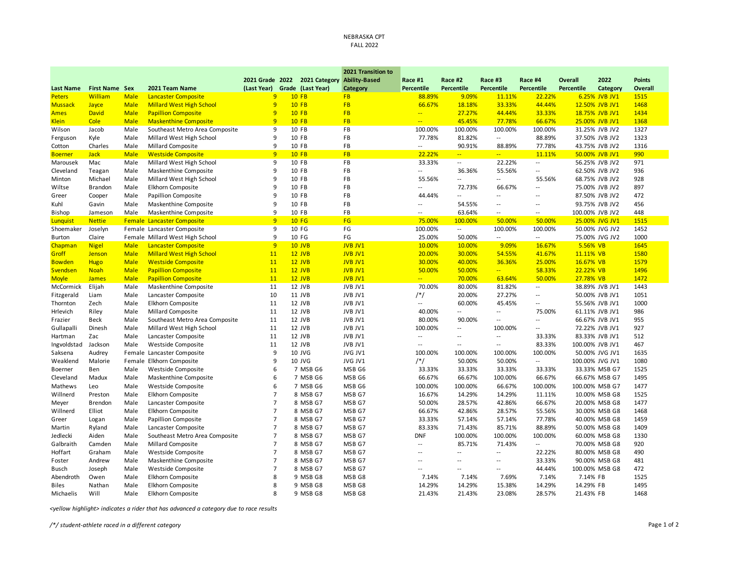NEBRASKA CPT
FALL 2022

| Last Name | First Name | Sex | 2021 Team Name | 2021 Grade (Last Year) | 2022 Grade | 2021 Category (Last Year) | 2021 Transition to Ability-Based Category | Race #1 Percentile | Race #2 Percentile | Race #3 Percentile | Race #4 Percentile | Overall Percentile | 2022 Category | Points Overall |
|---|---|---|---|---|---|---|---|---|---|---|---|---|---|---|
| Peters | William | Male | Lancaster Composite | 9 | 10 | FB | FB | 88.89% | 9.09% | 11.11% | 22.22% | 6.25% | JVB JV1 | 1515 |
| Mussack | Jayce | Male | Millard West High School | 9 | 10 | FB | FB | 66.67% | 18.18% | 33.33% | 44.44% | 12.50% | JVB JV1 | 1468 |
| Ames | David | Male | Papillion Composite | 9 | 10 | FB | FB | -- | 27.27% | 44.44% | 33.33% | 18.75% | JVB JV1 | 1434 |
| Klein | Cole | Male | Maskenthine Composite | 9 | 10 | FB | FB | -- | 45.45% | 77.78% | 66.67% | 25.00% | JVB JV1 | 1368 |
| Wilson | Jacob | Male | Southeast Metro Area Composite | 9 | 10 | FB | FB | 100.00% | 100.00% | 100.00% | 100.00% | 31.25% | JVB JV2 | 1327 |
| Ferguson | Kyle | Male | Millard West High School | 9 | 10 | FB | FB | 77.78% | 81.82% | -- | 88.89% | 37.50% | JVB JV2 | 1323 |
| Cotton | Charles | Male | Millard Composite | 9 | 10 | FB | FB | -- | 90.91% | 88.89% | 77.78% | 43.75% | JVB JV2 | 1316 |
| Boerner | Jack | Male | Westside Composite | 9 | 10 | FB | FB | 22.22% | -- | -- | 11.11% | 50.00% | JVB JV1 | 990 |
| Marousek | Mac | Male | Millard West High School | 9 | 10 | FB | FB | 33.33% | -- | 22.22% | -- | 56.25% | JVB JV2 | 971 |
| Cleveland | Teagan | Male | Maskenthine Composite | 9 | 10 | FB | FB | -- | 36.36% | 55.56% | -- | 62.50% | JVB JV2 | 936 |
| Minton | Michael | Male | Millard West High School | 9 | 10 | FB | FB | 55.56% | -- | -- | 55.56% | 68.75% | JVB JV2 | 928 |
| Wiltse | Brandon | Male | Elkhorn Composite | 9 | 10 | FB | FB | -- | 72.73% | 66.67% | -- | 75.00% | JVB JV2 | 897 |
| Greer | Cooper | Male | Papillion Composite | 9 | 10 | FB | FB | 44.44% | -- | -- | -- | 87.50% | JVB JV2 | 472 |
| Kuhl | Gavin | Male | Maskenthine Composite | 9 | 10 | FB | FB | -- | 54.55% | -- | -- | 93.75% | JVB JV2 | 456 |
| Bishop | Jameson | Male | Maskenthine Composite | 9 | 10 | FB | FB | -- | 63.64% | -- | -- | 100.00% | JVB JV2 | 448 |
| Lunquist | Nettie | Female | Lancaster Composite | 9 | 10 | FG | FG | 75.00% | 100.00% | 50.00% | 50.00% | 25.00% | JVG JV1 | 1515 |
| Shoemaker | Joselyn | Female | Lancaster Composite | 9 | 10 | FG | FG | 100.00% | -- | 100.00% | 100.00% | 50.00% | JVG JV2 | 1452 |
| Burton | Claire | Female | Millard West High School | 9 | 10 | FG | FG | 25.00% | 50.00% | -- | -- | 75.00% | JVG JV2 | 1000 |
| Chapman | Nigel | Male | Lancaster Composite | 9 | 10 | JVB | JVB JV1 | 10.00% | 10.00% | 9.09% | 16.67% | 5.56% | VB | 1645 |
| Groff | Jenson | Male | Millard West High School | 11 | 12 | JVB | JVB JV1 | 20.00% | 30.00% | 54.55% | 41.67% | 11.11% | VB | 1580 |
| Bowden | Hugo | Male | Westside Composite | 11 | 12 | JVB | JVB JV1 | 30.00% | 40.00% | 36.36% | 25.00% | 16.67% | VB | 1579 |
| Svendsen | Noah | Male | Papillion Composite | 11 | 12 | JVB | JVB JV1 | 50.00% | 50.00% | -- | 58.33% | 22.22% | VB | 1496 |
| Moyle | James | Male | Papillion Composite | 11 | 12 | JVB | JVB JV1 | -- | 70.00% | 63.64% | 50.00% | 27.78% | VB | 1472 |
| McCormick | Elijah | Male | Maskenthine Composite | 11 | 12 | JVB | JVB JV1 | 70.00% | 80.00% | 81.82% | -- | 38.89% | JVB JV1 | 1443 |
| Fitzgerald | Liam | Male | Lancaster Composite | 10 | 11 | JVB | JVB JV1 | /*/ | 20.00% | 27.27% | -- | 50.00% | JVB JV1 | 1051 |
| Thornton | Zech | Male | Elkhorn Composite | 11 | 12 | JVB | JVB JV1 | -- | 60.00% | 45.45% | -- | 55.56% | JVB JV1 | 1000 |
| Hrlevich | Riley | Male | Millard Composite | 11 | 12 | JVB | JVB JV1 | 40.00% | -- | -- | 75.00% | 61.11% | JVB JV1 | 986 |
| Frazier | Beck | Male | Southeast Metro Area Composite | 11 | 12 | JVB | JVB JV1 | 80.00% | 90.00% | -- | -- | 66.67% | JVB JV1 | 955 |
| Gullapalli | Dinesh | Male | Millard West High School | 11 | 12 | JVB | JVB JV1 | 100.00% | -- | 100.00% | -- | 72.22% | JVB JV1 | 927 |
| Hartman | Zac | Male | Lancaster Composite | 11 | 12 | JVB | JVB JV1 | -- | -- | -- | 33.33% | 83.33% | JVB JV1 | 512 |
| Ingvoldstad | Jackson | Male | Westside Composite | 11 | 12 | JVB | JVB JV1 | -- | -- | -- | 83.33% | 100.00% | JVB JV1 | 467 |
| Saksena | Audrey | Female | Lancaster Composite | 9 | 10 | JVG | JVG JV1 | 100.00% | 100.00% | 100.00% | 100.00% | 50.00% | JVG JV1 | 1635 |
| Weaklend | Malorie | Female | Elkhorn Composite | 9 | 10 | JVG | JVG JV1 | /*/ | 50.00% | 50.00% | -- | 100.00% | JVG JV1 | 1080 |
| Boerner | Ben | Male | Westside Composite | 6 | 7 | MSB G6 | MSB G6 | 33.33% | 33.33% | 33.33% | 33.33% | 33.33% | MSB G7 | 1525 |
| Cleveland | Madux | Male | Maskenthine Composite | 6 | 7 | MSB G6 | MSB G6 | 66.67% | 66.67% | 100.00% | 66.67% | 66.67% | MSB G7 | 1495 |
| Mathews | Leo | Male | Westside Composite | 6 | 7 | MSB G6 | MSB G6 | 100.00% | 100.00% | 66.67% | 100.00% | 100.00% | MSB G7 | 1477 |
| Willnerd | Preston | Male | Elkhorn Composite | 7 | 8 | MSB G7 | MSB G7 | 16.67% | 14.29% | 14.29% | 11.11% | 10.00% | MSB G8 | 1525 |
| Meyer | Brendon | Male | Lancaster Composite | 7 | 8 | MSB G7 | MSB G7 | 50.00% | 28.57% | 42.86% | 66.67% | 20.00% | MSB G8 | 1477 |
| Willnerd | Elliot | Male | Elkhorn Composite | 7 | 8 | MSB G7 | MSB G7 | 66.67% | 42.86% | 28.57% | 55.56% | 30.00% | MSB G8 | 1468 |
| Greer | Logan | Male | Papillion Composite | 7 | 8 | MSB G7 | MSB G7 | 33.33% | 57.14% | 57.14% | 77.78% | 40.00% | MSB G8 | 1459 |
| Martin | Ryland | Male | Lancaster Composite | 7 | 8 | MSB G7 | MSB G7 | 83.33% | 71.43% | 85.71% | 88.89% | 50.00% | MSB G8 | 1409 |
| Jedlecki | Aiden | Male | Southeast Metro Area Composite | 7 | 8 | MSB G7 | MSB G7 | DNF | 100.00% | 100.00% | 100.00% | 60.00% | MSB G8 | 1330 |
| Galbraith | Camden | Male | Millard Composite | 7 | 8 | MSB G7 | MSB G7 | -- | 85.71% | 71.43% | -- | 70.00% | MSB G8 | 920 |
| Hoffart | Graham | Male | Westside Composite | 7 | 8 | MSB G7 | MSB G7 | -- | -- | -- | 22.22% | 80.00% | MSB G8 | 490 |
| Foster | Andrew | Male | Maskenthine Composite | 7 | 8 | MSB G7 | MSB G7 | -- | -- | -- | 33.33% | 90.00% | MSB G8 | 481 |
| Busch | Joseph | Male | Westside Composite | 7 | 8 | MSB G7 | MSB G7 | -- | -- | -- | 44.44% | 100.00% | MSB G8 | 472 |
| Abendroth | Owen | Male | Elkhorn Composite | 8 | 9 | MSB G8 | MSB G8 | 7.14% | 7.14% | 7.69% | 7.14% | 7.14% | FB | 1525 |
| Biles | Nathan | Male | Elkhorn Composite | 8 | 9 | MSB G8 | MSB G8 | 14.29% | 14.29% | 15.38% | 14.29% | 14.29% | FB | 1495 |
| Michaelis | Will | Male | Elkhorn Composite | 8 | 9 | MSB G8 | MSB G8 | 21.43% | 21.43% | 23.08% | 28.57% | 21.43% | FB | 1468 |

*<yellow highlight> indicates a rider that has advanced a category due to race results*

*/*/ student-athlete raced in a different category*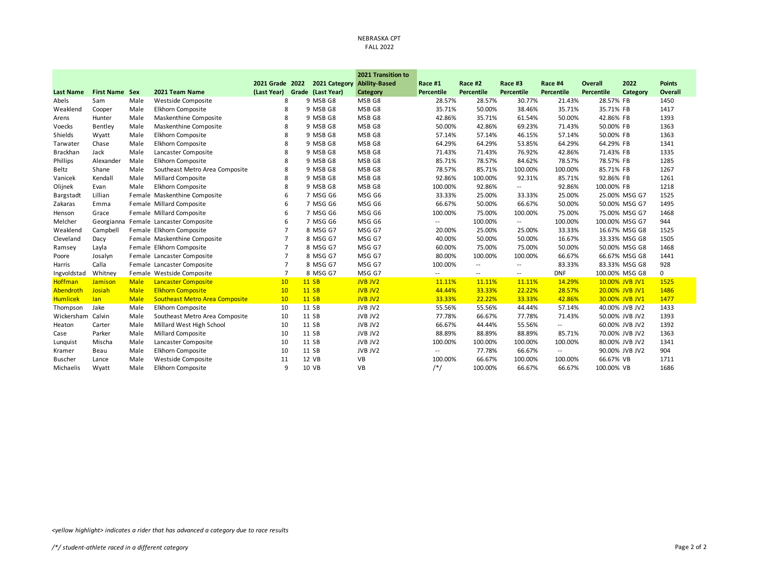NEBRASKA CPT
FALL 2022

| Last Name | First Name | Sex | 2021 Team Name | 2021 Grade (Last Year) | 2022 Grade | 2021 Category (Last Year) | 2021 Transition to Ability-Based Category | Race #1 Percentile | Race #2 Percentile | Race #3 Percentile | Race #4 Percentile | Overall Percentile | 2022 Category | Points Overall |
|---|---|---|---|---|---|---|---|---|---|---|---|---|---|---|
| Abels | Sam | Male | Westside Composite | 8 | 9 | MSB G8 | MSB G8 | 28.57% | 28.57% | 30.77% | 21.43% | 28.57% | FB | 1450 |
| Weaklend | Cooper | Male | Elkhorn Composite | 8 | 9 | MSB G8 | MSB G8 | 35.71% | 50.00% | 38.46% | 35.71% | 35.71% | FB | 1417 |
| Arens | Hunter | Male | Maskenthine Composite | 8 | 9 | MSB G8 | MSB G8 | 42.86% | 35.71% | 61.54% | 50.00% | 42.86% | FB | 1393 |
| Voecks | Bentley | Male | Maskenthine Composite | 8 | 9 | MSB G8 | MSB G8 | 50.00% | 42.86% | 69.23% | 71.43% | 50.00% | FB | 1363 |
| Shields | Wyatt | Male | Elkhorn Composite | 8 | 9 | MSB G8 | MSB G8 | 57.14% | 57.14% | 46.15% | 57.14% | 50.00% | FB | 1363 |
| Tarwater | Chase | Male | Elkhorn Composite | 8 | 9 | MSB G8 | MSB G8 | 64.29% | 64.29% | 53.85% | 64.29% | 64.29% | FB | 1341 |
| Brackhan | Jack | Male | Lancaster Composite | 8 | 9 | MSB G8 | MSB G8 | 71.43% | 71.43% | 76.92% | 42.86% | 71.43% | FB | 1335 |
| Phillips | Alexander | Male | Elkhorn Composite | 8 | 9 | MSB G8 | MSB G8 | 85.71% | 78.57% | 84.62% | 78.57% | 78.57% | FB | 1285 |
| Beltz | Shane | Male | Southeast Metro Area Composite | 8 | 9 | MSB G8 | MSB G8 | 78.57% | 85.71% | 100.00% | 100.00% | 85.71% | FB | 1267 |
| Vanicek | Kendall | Male | Millard Composite | 8 | 9 | MSB G8 | MSB G8 | 92.86% | 100.00% | 92.31% | 85.71% | 92.86% | FB | 1261 |
| Olijnek | Evan | Male | Elkhorn Composite | 8 | 9 | MSB G8 | MSB G8 | 100.00% | 92.86% | -- | 92.86% | 100.00% | FB | 1218 |
| Bargstadt | Lillian | Female | Maskenthine Composite | 6 | 7 | MSG G6 | MSG G6 | 33.33% | 25.00% | 33.33% | 25.00% | 25.00% | MSG G7 | 1525 |
| Zakaras | Emma | Female | Millard Composite | 6 | 7 | MSG G6 | MSG G6 | 66.67% | 50.00% | 66.67% | 50.00% | 50.00% | MSG G7 | 1495 |
| Henson | Grace | Female | Millard Composite | 6 | 7 | MSG G6 | MSG G6 | 100.00% | 75.00% | 100.00% | 75.00% | 75.00% | MSG G7 | 1468 |
| Melcher | Georgianna | Female | Lancaster Composite | 6 | 7 | MSG G6 | MSG G6 | -- | 100.00% | -- | 100.00% | 100.00% | MSG G7 | 944 |
| Weaklend | Campbell | Female | Elkhorn Composite | 7 | 8 | MSG G7 | MSG G7 | 20.00% | 25.00% | 25.00% | 33.33% | 16.67% | MSG G8 | 1525 |
| Cleveland | Dacy | Female | Maskenthine Composite | 7 | 8 | MSG G7 | MSG G7 | 40.00% | 50.00% | 50.00% | 16.67% | 33.33% | MSG G8 | 1505 |
| Ramsey | Layla | Female | Elkhorn Composite | 7 | 8 | MSG G7 | MSG G7 | 60.00% | 75.00% | 75.00% | 50.00% | 50.00% | MSG G8 | 1468 |
| Poore | Josalyn | Female | Lancaster Composite | 7 | 8 | MSG G7 | MSG G7 | 80.00% | 100.00% | 100.00% | 66.67% | 66.67% | MSG G8 | 1441 |
| Harris | Calla | Female | Lancaster Composite | 7 | 8 | MSG G7 | MSG G7 | 100.00% | -- | -- | 83.33% | 83.33% | MSG G8 | 928 |
| Ingvoldstad | Whitney | Female | Westside Composite | 7 | 8 | MSG G7 | MSG G7 | -- | -- | -- | DNF | 100.00% | MSG G8 | 0 |
| Hoffman | Jamison | Male | Lancaster Composite | 10 | 11 | SB | JVB JV2 | 11.11% | 11.11% | 11.11% | 14.29% | 10.00% | JVB JV1 | 1525 |
| Abendroth | Josiah | Male | Elkhorn Composite | 10 | 11 | SB | JVB JV2 | 44.44% | 33.33% | 22.22% | 28.57% | 20.00% | JVB JV1 | 1486 |
| Humlicek | Ian | Male | Southeast Metro Area Composite | 10 | 11 | SB | JVB JV2 | 33.33% | 22.22% | 33.33% | 42.86% | 30.00% | JVB JV1 | 1477 |
| Thompson | Jake | Male | Elkhorn Composite | 10 | 11 | SB | JVB JV2 | 55.56% | 55.56% | 44.44% | 57.14% | 40.00% | JVB JV2 | 1433 |
| Wickersham | Calvin | Male | Southeast Metro Area Composite | 10 | 11 | SB | JVB JV2 | 77.78% | 66.67% | 77.78% | 71.43% | 50.00% | JVB JV2 | 1393 |
| Heaton | Carter | Male | Millard West High School | 10 | 11 | SB | JVB JV2 | 66.67% | 44.44% | 55.56% | -- | 60.00% | JVB JV2 | 1392 |
| Case | Parker | Male | Millard Composite | 10 | 11 | SB | JVB JV2 | 88.89% | 88.89% | 88.89% | 85.71% | 70.00% | JVB JV2 | 1363 |
| Lunquist | Mischa | Male | Lancaster Composite | 10 | 11 | SB | JVB JV2 | 100.00% | 100.00% | 100.00% | 100.00% | 80.00% | JVB JV2 | 1341 |
| Kramer | Beau | Male | Elkhorn Composite | 10 | 11 | SB | JVB JV2 | -- | 77.78% | 66.67% | -- | 90.00% | JVB JV2 | 904 |
| Buscher | Lance | Male | Westside Composite | 11 | 12 | VB | VB | 100.00% | 66.67% | 100.00% | 100.00% | 66.67% | VB | 1711 |
| Michaelis | Wyatt | Male | Elkhorn Composite | 9 | 10 | VB | VB | /*/ | 100.00% | 66.67% | 66.67% | 100.00% | VB | 1686 |

*<yellow highlight> indicates a rider that has advanced a category due to race results*

*/*/ student-athlete raced in a different category*